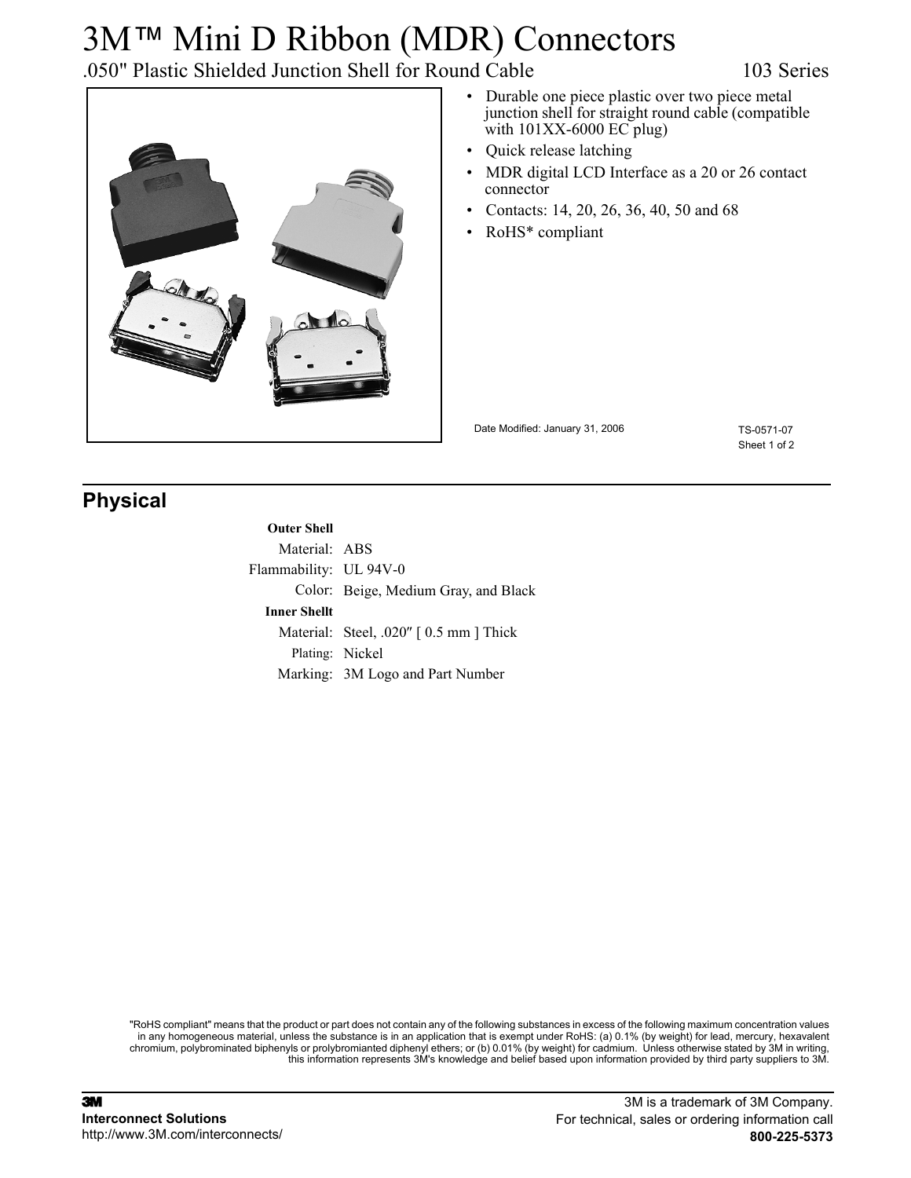# 3M™ Mini D Ribbon (MDR) Connectors

.050" Plastic Shielded Junction Shell for Round Cable 103 Series

- Durable one piece plastic over two piece metal junction shell for straight round cable (compatible with 101XX-6000 EC plug)
- Quick release latching
- MDR digital LCD Interface as a 20 or 26 contact connector
- Contacts: 14, 20, 26, 36, 40, 50 and 68
- RoHS* compliant

Date Modified: January 31, 2006

TS-0571-07

## Physical

**Outer Shell**

Material: ABS

Flammability: UL 94V-0

Color: Beige, Medium Gray, and Black

**Inner Shellt**

Material: Steel, .020″ [ 0.5 mm ] Thick

Plating: Nickel

Marking: 3M Logo and Part Number

"RoHS compliant" means that the product or part does not contain any of the following substances in excess of the following maximum concentration values in any homogeneous material, unless the substance is in an application that is exempt under RoHS: (a) 0.1% (by weight) for lead, mercury, hexavalent chromium, polybrominated biphenyls or prolybromianted diphenyl ethers; or (b) 0.01% (by weight) for cadmium. Unless otherwise stated by 3M in writing, this information represents 3M's knowledge and belief based upon information provided by third party suppliers to 3M.

3M
Interconnect Solutions
http://www.3M.com/interconnects/

3M is a trademark of 3M Company.
For technical, sales or ordering information call
**800-225-5373**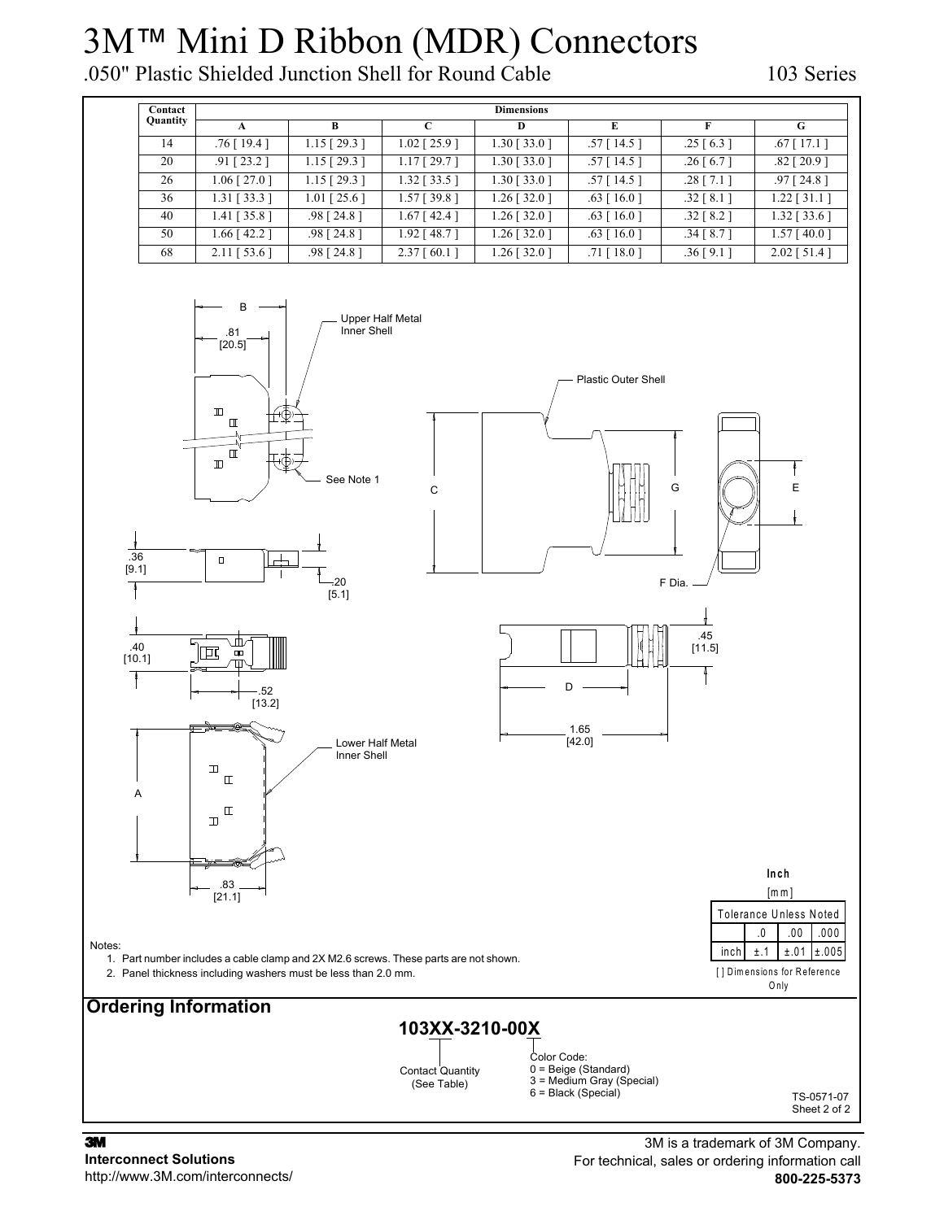# 3M™ Mini D Ribbon (MDR) Connectors

.050" Plastic Shielded Junction Shell for Round Cable

103 Series

| Contact Quantity | Dimensions | | | | | | |
|---|---|---|---|---|---|---|---|
| | A | B | C | D | E | F | G |
| 14 | .76 [ 19.4 ] | 1.15 [ 29.3 ] | 1.02 [ 25.9 ] | 1.30 [ 33.0 ] | .57 [ 14.5 ] | .25 [ 6.3 ] | .67 [ 17.1 ] |
| 20 | .91 [ 23.2 ] | 1.15 [ 29.3 ] | 1.17 [ 29.7 ] | 1.30 [ 33.0 ] | .57 [ 14.5 ] | .26 [ 6.7 ] | .82 [ 20.9 ] |
| 26 | 1.06 [ 27.0 ] | 1.15 [ 29.3 ] | 1.32 [ 33.5 ] | 1.30 [ 33.0 ] | .57 [ 14.5 ] | .28 [ 7.1 ] | .97 [ 24.8 ] |
| 36 | 1.31 [ 33.3 ] | 1.01 [ 25.6 ] | 1.57 [ 39.8 ] | 1.26 [ 32.0 ] | .63 [ 16.0 ] | .32 [ 8.1 ] | 1.22 [ 31.1 ] |
| 40 | 1.41 [ 35.8 ] | .98 [ 24.8 ] | 1.67 [ 42.4 ] | 1.26 [ 32.0 ] | .63 [ 16.0 ] | .32 [ 8.2 ] | 1.32 [ 33.6 ] |
| 50 | 1.66 [ 42.2 ] | .98 [ 24.8 ] | 1.92 [ 48.7 ] | 1.26 [ 32.0 ] | .63 [ 16.0 ] | .34 [ 8.7 ] | 1.57 [ 40.0 ] |
| 68 | 2.11 [ 53.6 ] | .98 [ 24.8 ] | 2.37 [ 60.1 ] | 1.26 [ 32.0 ] | .71 [ 18.0 ] | .36 [ 9.1 ] | 2.02 [ 51.4 ] |

B

.81 [20.5]

Upper Half Metal Inner Shell

Plastic Outer Shell

See Note 1

C

G

E

F Dia.

.36 [9.1]

.20 [5.1]

.40 [10.1]

.52 [13.2]

.45 [11.5]

D

1.65 [42.0]

Lower Half Metal Inner Shell

A

.83 [21.1]

**Inch**

[mm]

| Tolerance Unless Noted | | | |
|---|---|---|---|
| | .0 | .00 | .000 |
| inch | ±.1 | ±.01 | ±.005 |

[ ] Dimensions for Reference Only

Notes:

1. Part number includes a cable clamp and 2X M2.6 screws. These parts are not shown.
2. Panel thickness including washers must be less than 2.0 mm.

## Ordering Information

**103XX-3210-00X**

Contact Quantity (See Table)

Color Code:
0 = Beige (Standard)
3 = Medium Gray (Special)
6 = Black (Special)

TS-0571-07
Sheet 2 of 2

**3M**
**Interconnect Solutions**
http://www.3M.com/interconnects/

3M is a trademark of 3M Company.
For technical, sales or ordering information call
**800-225-5373**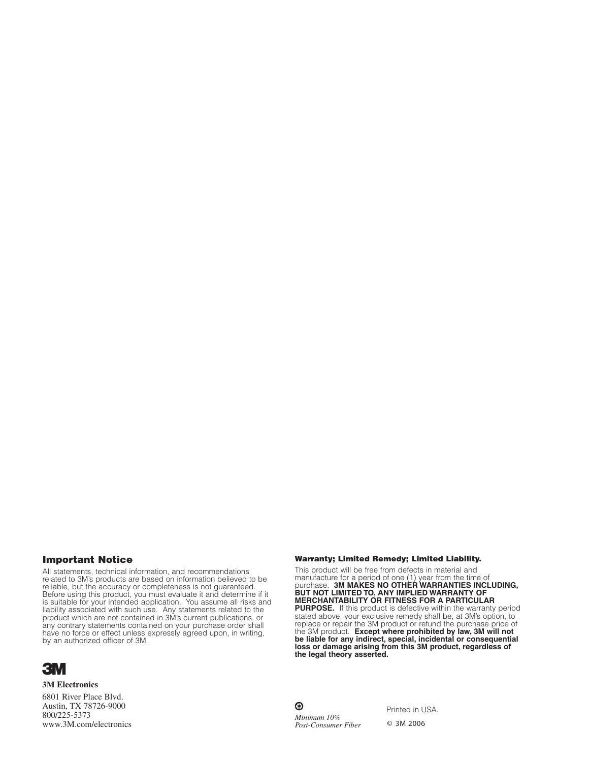## Important Notice

All statements, technical information, and recommendations related to 3M's products are based on information believed to be reliable, but the accuracy or completeness is not guaranteed. Before using this product, you must evaluate it and determine if it is suitable for your intended application. You assume all risks and liability associated with such use. Any statements related to the product which are not contained in 3M's current publications, or any contrary statements contained on your purchase order shall have no force or effect unless expressly agreed upon, in writing, by an authorized officer of 3M.

**Warranty; Limited Remedy; Limited Liability.**

This product will be free from defects in material and manufacture for a period of one (1) year from the time of purchase. **3M MAKES NO OTHER WARRANTIES INCLUDING, BUT NOT LIMITED TO, ANY IMPLIED WARRANTY OF MERCHANTABILITY OR FITNESS FOR A PARTICULAR PURPOSE.** If this product is defective within the warranty period stated above, your exclusive remedy shall be, at 3M's option, to replace or repair the 3M product or refund the purchase price of the 3M product. **Except where prohibited by law, 3M will not be liable for any indirect, special, incidental or consequential loss or damage arising from this 3M product, regardless of the legal theory asserted.**

**3M**

**3M Electronics**

6801 River Place Blvd.
Austin, TX 78726-9000
800/225-5373
www.3M.com/electronics

*Minimum 10%*
*Post-Consumer Fiber*

Printed in USA.

© 3M 2006